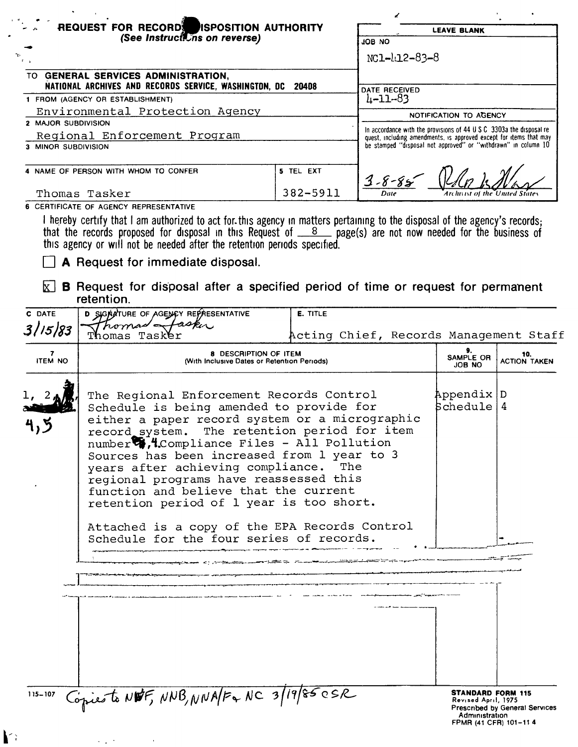# REQUEST FOR RECORDS DISPOSITION AUTHORITY

*(See Instructions on reverse)*

| LEAVE BLANK |
|---|
| JOB NO: NC1-412-83-8 |
| DATE RECEIVED: 4-11-83 |
| NOTIFICATION TO AGENCY |
| In accordance with the provisions of 44 U S C 3303a the disposal request, including amendments, is approved except for items that may be stamped "disposal not approved" or "withdrawn" in column 10 |
| 3-8-85 — Date / Archivist of the United States |

TO **GENERAL SERVICES ADMINISTRATION, NATIONAL ARCHIVES AND RECORDS SERVICE, WASHINGTON, DC 20408**

1 FROM (AGENCY OR ESTABLISHMENT)
Environmental Protection Agency

2 MAJOR SUBDIVISION
Regional Enforcement Program

3 MINOR SUBDIVISION

4 NAME OF PERSON WITH WHOM TO CONFER
Thomas Tasker

5 TEL EXT
382-5911

6 CERTIFICATE OF AGENCY REPRESENTATIVE

I hereby certify that I am authorized to act for this agency in matters pertaining to the disposal of the agency's records; that the records proposed for disposal in this Request of 8 page(s) are not now needed for the business of this agency or will not be needed after the retention periods specified.

☐ **A** Request for immediate disposal.

☒ **B** Request for disposal after a specified period of time or request for permanent retention.

| C DATE | D SIGNATURE OF AGENCY REPRESENTATIVE | E. TITLE |
|---|---|---|
| 3/15/83 | Thomas Tasker | Acting Chief, Records Management Staff |

| 7. ITEM NO | 8. DESCRIPTION OF ITEM (With Inclusive Dates or Retention Periods) | 9. SAMPLE OR JOB NO | 10. ACTION TAKEN |
|---|---|---|---|
| 1, 2, 4, 5 | The Regional Enforcement Records Control Schedule is being amended to provide for either a paper record system or a micrographic record system. The retention period for item number 4, Compliance Files - All Pollution Sources has been increased from 1 year to 3 years after achieving compliance. The regional programs have reassessed this function and believe that the current retention period of 1 year is too short.<br><br>Attached is a copy of the EPA Records Control Schedule for the four series of records. | Appendix Schedule | D 4 |

115-107

Copies to NWF, NNB, NNA/F & NC 3/19/85 CSR

**STANDARD FORM 115**
Revised April, 1975
Prescribed by General Services Administration
FPMR (41 CFR) 101-11 4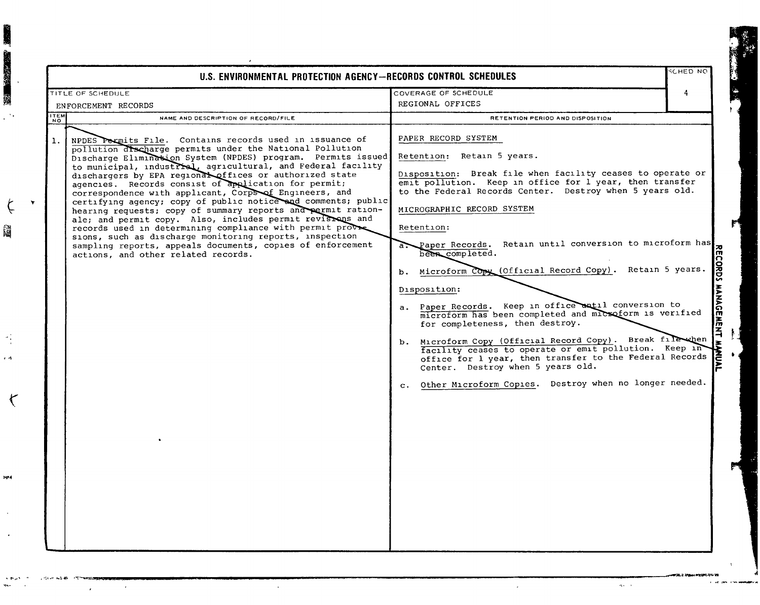# U.S. ENVIRONMENTAL PROTECTION AGENCY—RECORDS CONTROL SCHEDULES

| TITLE OF SCHEDULE | COVERAGE OF SCHEDULE | SCHED NO |
|---|---|---|
| ENFORCEMENT RECORDS | REGIONAL OFFICES | 4 |

| ITEM NO | NAME AND DESCRIPTION OF RECORD/FILE | RETENTION PERIOD AND DISPOSITION |
|---|---|---|
| 1. | NPDES Permits File. Contains records used in issuance of pollution discharge permits under the National Pollution Discharge Elimination System (NPDES) program. Permits issued to municipal, industrial, agricultural, and Federal facility dischargers by EPA regional offices or authorized state agencies. Records consist of application for permit; correspondence with applicant, Corps of Engineers, and certifying agency; copy of public notice and comments; public hearing requests; copy of summary reports and permit rationale; and permit copy. Also, includes permit revisions and records used in determining compliance with permit provisions, such as discharge monitoring reports, inspection sampling reports, appeals documents, copies of enforcement actions, and other related records. | PAPER RECORD SYSTEM<br><br>Retention: Retain 5 years.<br><br>Disposition: Break file when facility ceases to operate or emit pollution. Keep in office for 1 year, then transfer to the Federal Records Center. Destroy when 5 years old.<br><br>MICROGRAPHIC RECORD SYSTEM<br><br>Retention:<br><br>a. Paper Records. Retain until conversion to microform has been completed.<br><br>b. Microform Copy (Official Record Copy). Retain 5 years.<br><br>Disposition:<br><br>a. Paper Records. Keep in office until conversion to microform has been completed and microform is verified for completeness, then destroy.<br><br>b. Microform Copy (Official Record Copy). Break file when facility ceases to operate or emit pollution. Keep in office for 1 year, then transfer to the Federal Records Center. Destroy when 5 years old.<br><br>c. Other Microform Copies. Destroy when no longer needed. |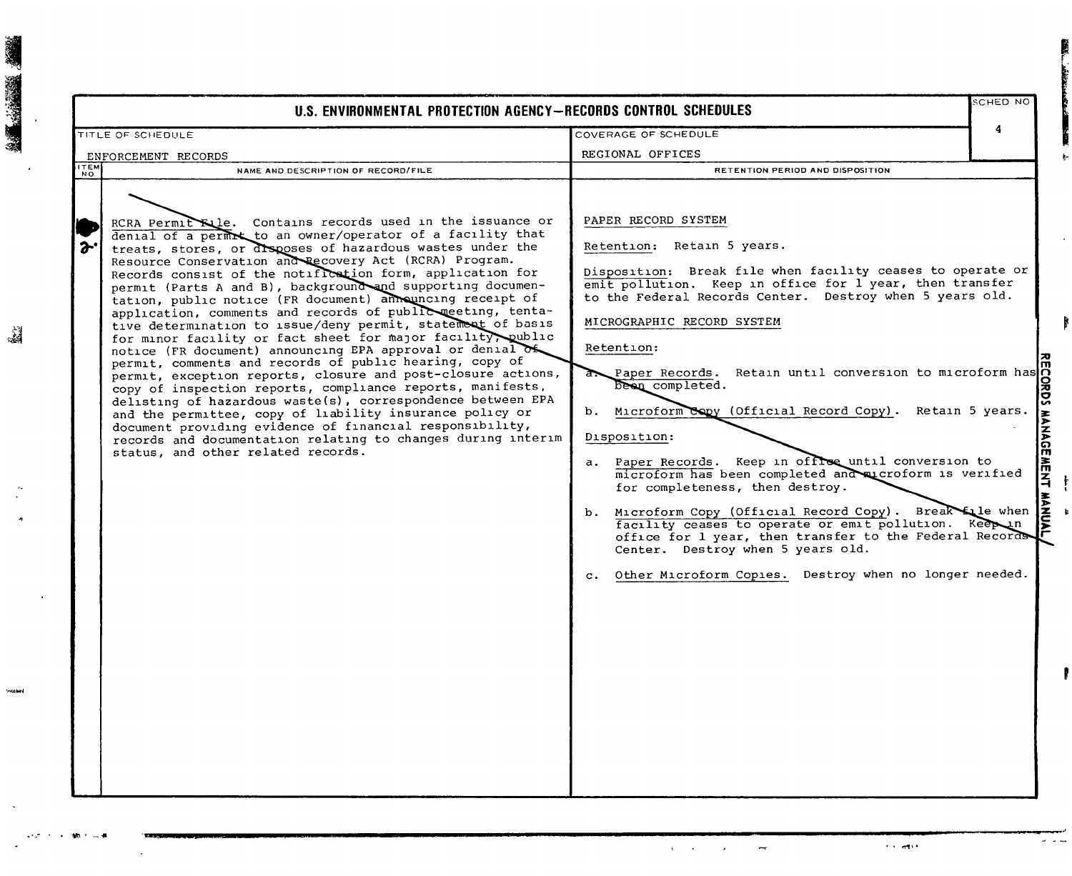# U.S. ENVIRONMENTAL PROTECTION AGENCY—RECORDS CONTROL SCHEDULES

| TITLE OF SCHEDULE | COVERAGE OF SCHEDULE | SCHED NO |
|---|---|---|
| ENFORCEMENT RECORDS | REGIONAL OFFICES | 4 |

| ITEM NO | NAME AND DESCRIPTION OF RECORD/FILE | RETENTION PERIOD AND DISPOSITION |
|---|---|---|
| 2 | RCRA Permit File. Contains records used in the issuance or denial of a permit to an owner/operator of a facility that treats, stores, or disposes of hazardous wastes under the Resource Conservation and Recovery Act (RCRA) Program. Records consist of the notification form, application for permit (Parts A and B), background and supporting documentation, public notice (FR document) announcing receipt of application, comments and records of public meeting, tentative determination to issue/deny permit, statement of basis for minor facility or fact sheet for major facility, public notice (FR document) announcing EPA approval or denial of permit, comments and records of public hearing, copy of permit, exception reports, closure and post-closure actions, copy of inspection reports, compliance reports, manifests, delisting of hazardous waste(s), correspondence between EPA and the permittee, copy of liability insurance policy or document providing evidence of financial responsibility, records and documentation relating to changes during interim status, and other related records. | PAPER RECORD SYSTEM<br><br>Retention: Retain 5 years.<br><br>Disposition: Break file when facility ceases to operate or emit pollution. Keep in office for 1 year, then transfer to the Federal Records Center. Destroy when 5 years old.<br><br>MICROGRAPHIC RECORD SYSTEM<br><br>Retention:<br><br>a. Paper Records. Retain until conversion to microform has been completed.<br><br>b. Microform Copy (Official Record Copy). Retain 5 years.<br><br>Disposition:<br><br>a. Paper Records. Keep in office until conversion to microform has been completed and microform is verified for completeness, then destroy.<br><br>b. Microform Copy (Official Record Copy). Break file when facility ceases to operate or emit pollution. Keep in office for 1 year, then transfer to the Federal Records Center. Destroy when 5 years old.<br><br>c. Other Microform Copies. Destroy when no longer needed. |

RECORDS MANAGEMENT MANUAL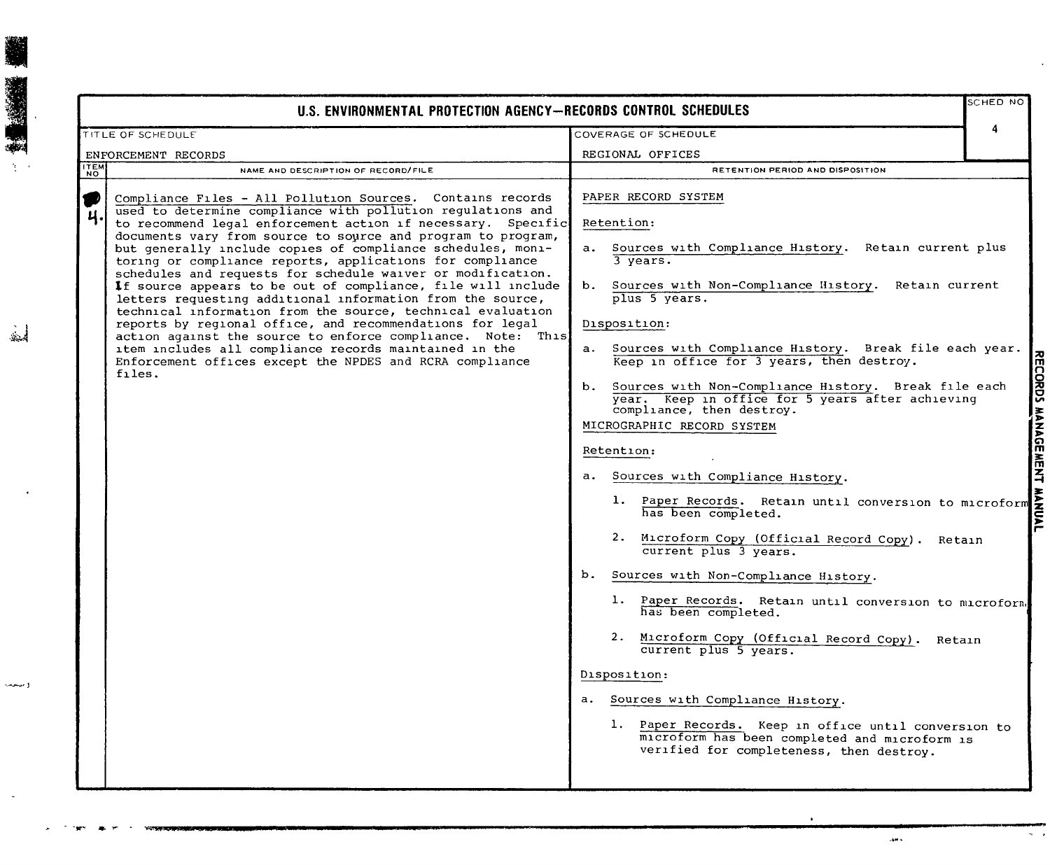# U.S. ENVIRONMENTAL PROTECTION AGENCY—RECORDS CONTROL SCHEDULES

| TITLE OF SCHEDULE | COVERAGE OF SCHEDULE | SCHED NO |
|---|---|---|
| ENFORCEMENT RECORDS | REGIONAL OFFICES | 4 |

| ITEM NO | NAME AND DESCRIPTION OF RECORD/FILE | RETENTION PERIOD AND DISPOSITION |
|---|---|---|
| 4. | Compliance Files - All Pollution Sources. Contains records used to determine compliance with pollution regulations and to recommend legal enforcement action if necessary. Specific documents vary from source to source and program to program, but generally include copies of compliance schedules, monitoring or compliance reports, applications for compliance schedules and requests for schedule waiver or modification. If source appears to be out of compliance, file will include letters requesting additional information from the source, technical information from the source, technical evaluation reports by regional office, and recommendations for legal action against the source to enforce compliance. Note: This item includes all compliance records maintained in the Enforcement offices except the NPDES and RCRA compliance files. | PAPER RECORD SYSTEM<br><br>Retention:<br><br>a. Sources with Compliance History. Retain current plus 3 years.<br><br>b. Sources with Non-Compliance History. Retain current plus 5 years.<br><br>Disposition:<br><br>a. Sources with Compliance History. Break file each year. Keep in office for 3 years, then destroy.<br><br>b. Sources with Non-Compliance History. Break file each year. Keep in office for 5 years after achieving compliance, then destroy.<br><br>MICROGRAPHIC RECORD SYSTEM<br><br>Retention:<br><br>a. Sources with Compliance History.<br><br>1. Paper Records. Retain until conversion to microform has been completed.<br><br>2. Microform Copy (Official Record Copy). Retain current plus 3 years.<br><br>b. Sources with Non-Compliance History.<br><br>1. Paper Records. Retain until conversion to microform has been completed.<br><br>2. Microform Copy (Official Record Copy). Retain current plus 5 years.<br><br>Disposition:<br><br>a. Sources with Compliance History.<br><br>1. Paper Records. Keep in office until conversion to microform has been completed and microform is verified for completeness, then destroy. |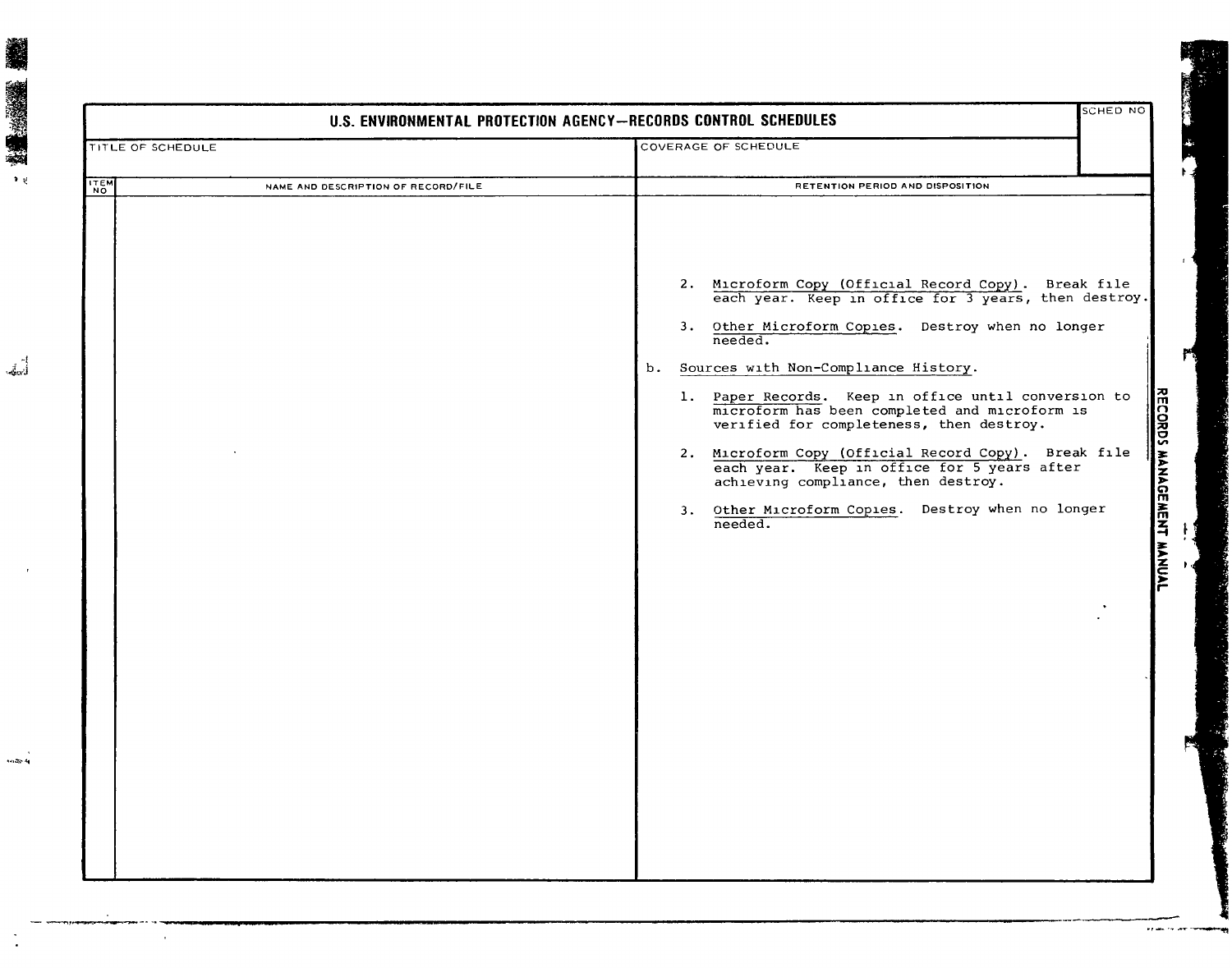# U.S. ENVIRONMENTAL PROTECTION AGENCY—RECORDS CONTROL SCHEDULES

| TITLE OF SCHEDULE | COVERAGE OF SCHEDULE | SCHED NO |
|---|---|---|
| | | |

| ITEM NO | NAME AND DESCRIPTION OF RECORD/FILE | RETENTION PERIOD AND DISPOSITION |
|---|---|---|
| | | 2. Microform Copy (Official Record Copy). Break file each year. Keep in office for 3 years, then destroy.<br><br>3. Other Microform Copies. Destroy when no longer needed.<br><br>b. Sources with Non-Compliance History.<br><br>1. Paper Records. Keep in office until conversion to microform has been completed and microform is verified for completeness, then destroy.<br><br>2. Microform Copy (Official Record Copy). Break file each year. Keep in office for 5 years after achieving compliance, then destroy.<br><br>3. Other Microform Copies. Destroy when no longer needed. |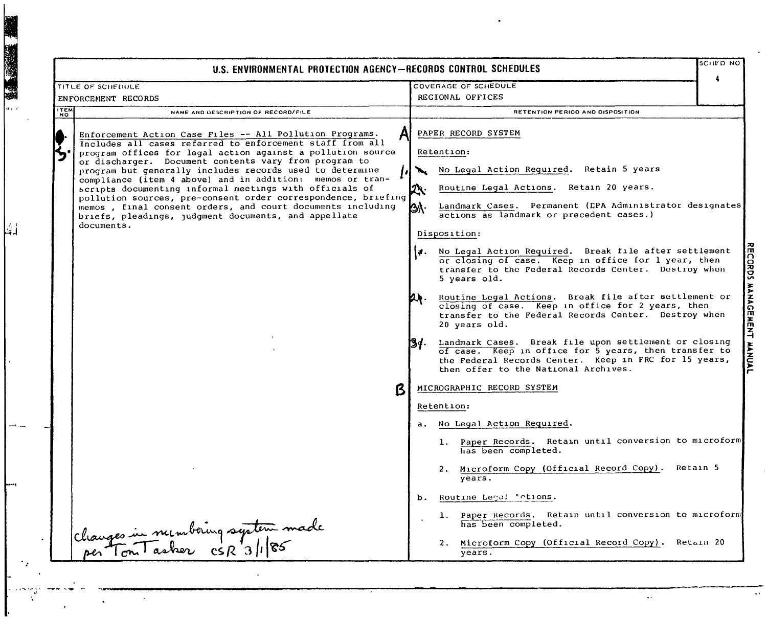# U.S. ENVIRONMENTAL PROTECTION AGENCY—RECORDS CONTROL SCHEDULES

| TITLE OF SCHEDULE | COVERAGE OF SCHEDULE | SCHED NO |
|---|---|---|
| ENFORCEMENT RECORDS | REGIONAL OFFICES | 4 |

| ITEM NO | NAME AND DESCRIPTION OF RECORD/FILE | RETENTION PERIOD AND DISPOSITION |
|---|---|---|
| 5. | Enforcement Action Case Files -- All Pollution Programs. Includes all cases referred to enforcement staff from all program offices for legal action against a pollution source or discharger. Document contents vary from program to program but generally includes records used to determine compliance (item 4 above) and in addition: memos or transcripts documenting informal meetings with officials of pollution sources, pre-consent order correspondence, briefing memos, final consent orders, and court documents including briefs, pleadings, judgment documents, and appellate documents.<br><br>*changes in numbering system made per Tom Tasker CSR 3/1/85* | **A** PAPER RECORD SYSTEM<br><br>Retention:<br><br>1. No Legal Action Required. Retain 5 years<br><br>2. Routine Legal Actions. Retain 20 years.<br><br>3. Landmark Cases. Permanent (EPA Administrator designates actions as landmark or precedent cases.)<br><br>Disposition:<br><br>1. No Legal Action Required. Break file after settlement or closing of case. Keep in office for 1 year, then transfer to the Federal Records Center. Destroy when 5 years old.<br><br>2. Routine Legal Actions. Break file after settlement or closing of case. Keep in office for 2 years, then transfer to the Federal Records Center. Destroy when 20 years old.<br><br>3. Landmark Cases. Break file upon settlement or closing of case. Keep in office for 5 years, then transfer to the Federal Records Center. Keep in FRC for 15 years, then offer to the National Archives.<br><br>**B** MICROGRAPHIC RECORD SYSTEM<br><br>Retention:<br><br>a. No Legal Action Required.<br><br>1. Paper Records. Retain until conversion to microform has been completed.<br><br>2. Microform Copy (Official Record Copy). Retain 5 years.<br><br>b. Routine Legal Actions.<br><br>1. Paper Records. Retain until conversion to microform has been completed.<br><br>2. Microform Copy (Official Record Copy). Retain 20 years. |

RECORDS MANAGEMENT MANUAL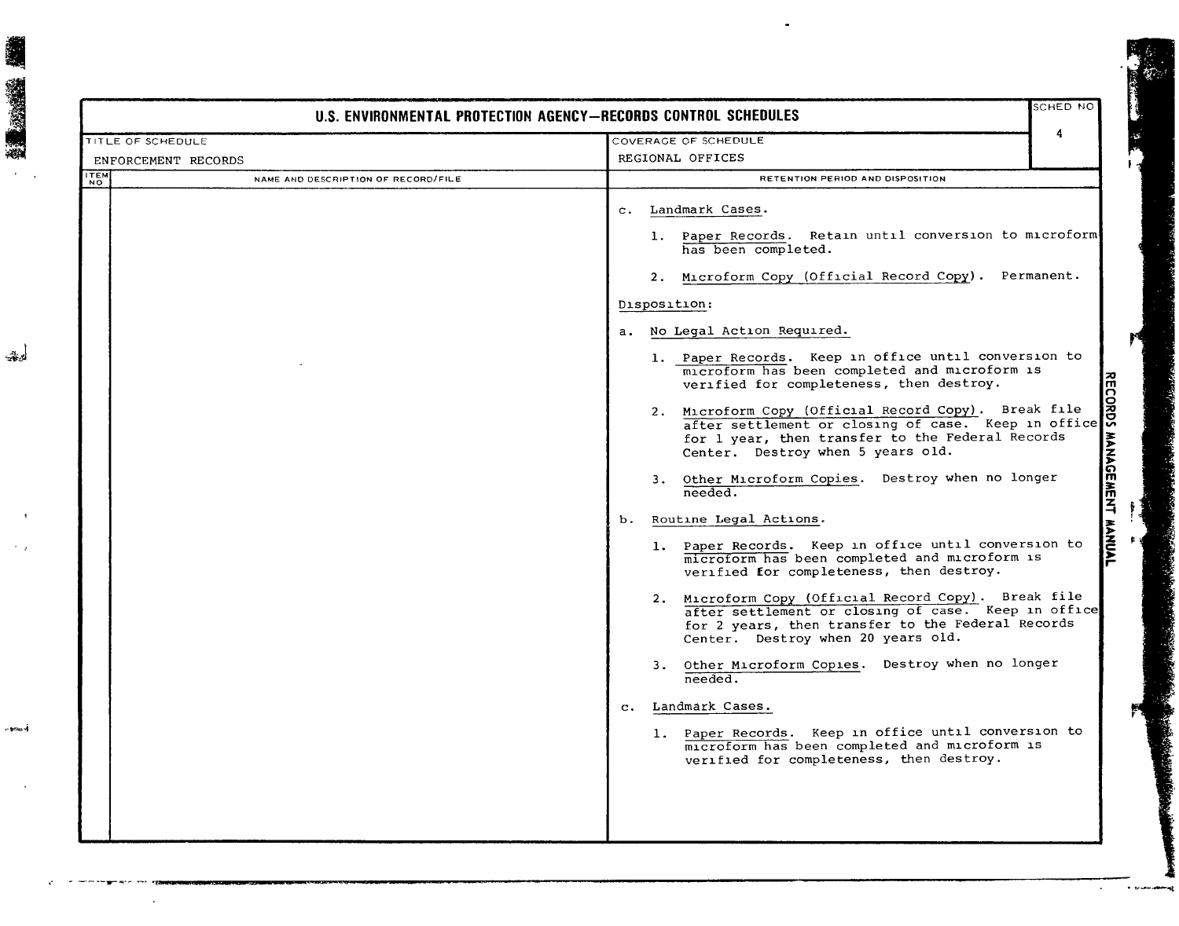**U.S. ENVIRONMENTAL PROTECTION AGENCY—RECORDS CONTROL SCHEDULES**

SCHED NO: 4

TITLE OF SCHEDULE: ENFORCEMENT RECORDS

COVERAGE OF SCHEDULE: REGIONAL OFFICES

| ITEM NO | NAME AND DESCRIPTION OF RECORD/FILE | RETENTION PERIOD AND DISPOSITION |
|---|---|---|
| | | c. Landmark Cases.<br><br>1. Paper Records. Retain until conversion to microform has been completed.<br><br>2. Microform Copy (Official Record Copy). Permanent.<br><br>Disposition:<br><br>a. No Legal Action Required.<br><br>1. Paper Records. Keep in office until conversion to microform has been completed and microform is verified for completeness, then destroy.<br><br>2. Microform Copy (Official Record Copy). Break file after settlement or closing of case. Keep in office for 1 year, then transfer to the Federal Records Center. Destroy when 5 years old.<br><br>3. Other Microform Copies. Destroy when no longer needed.<br><br>b. Routine Legal Actions.<br><br>1. Paper Records. Keep in office until conversion to microform has been completed and microform is verified for completeness, then destroy.<br><br>2. Microform Copy (Official Record Copy). Break file after settlement or closing of case. Keep in office for 2 years, then transfer to the Federal Records Center. Destroy when 20 years old.<br><br>3. Other Microform Copies. Destroy when no longer needed.<br><br>c. Landmark Cases.<br><br>1. Paper Records. Keep in office until conversion to microform has been completed and microform is verified for completeness, then destroy. |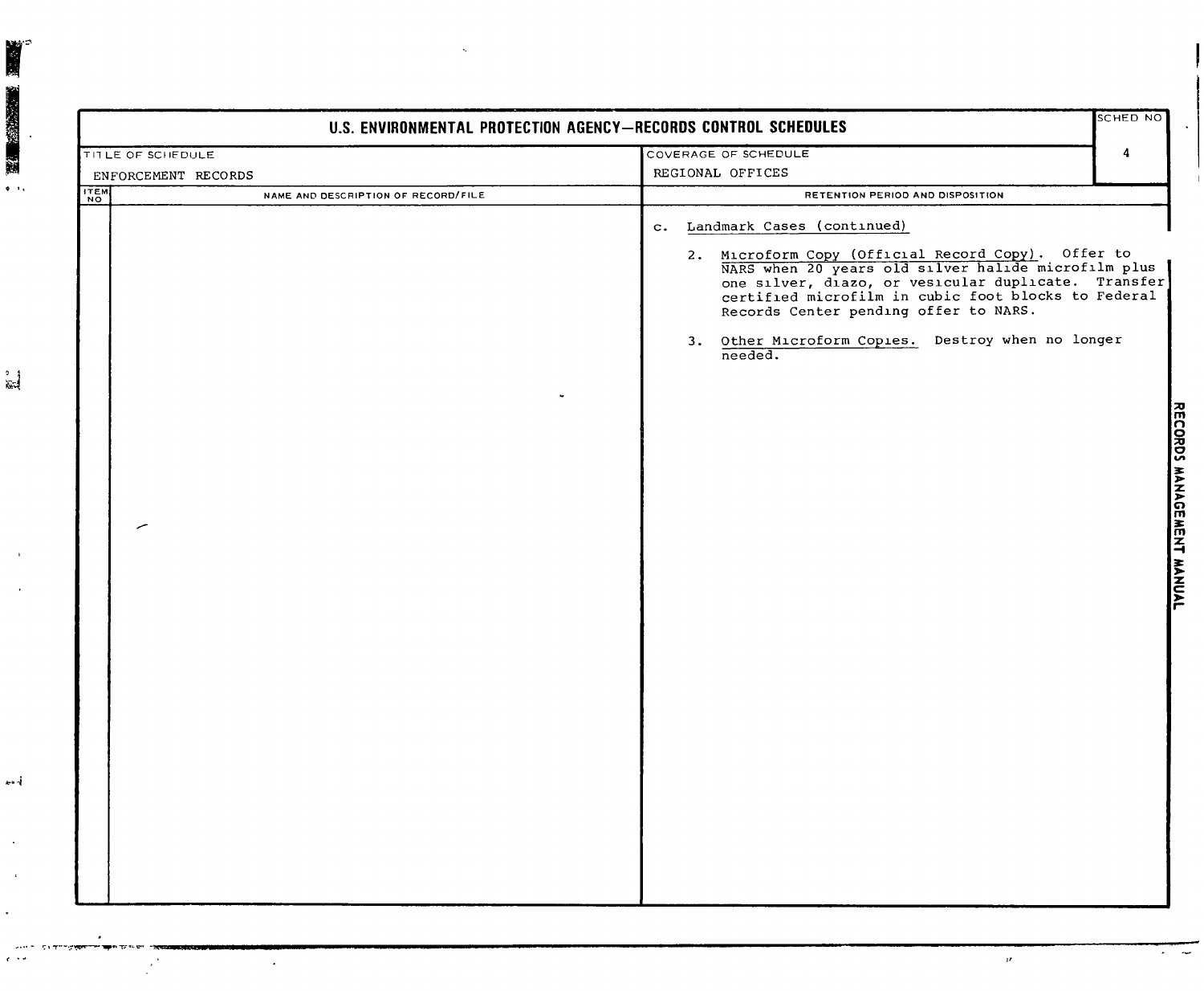# U.S. ENVIRONMENTAL PROTECTION AGENCY—RECORDS CONTROL SCHEDULES

| TITLE OF SCHEDULE | COVERAGE OF SCHEDULE | SCHED NO |
|---|---|---|
| ENFORCEMENT RECORDS | REGIONAL OFFICES | 4 |

| ITEM NO | NAME AND DESCRIPTION OF RECORD/FILE | RETENTION PERIOD AND DISPOSITION |
|---|---|---|
| | | c. Landmark Cases (continued)<br><br>2. Microform Copy (Official Record Copy). Offer to NARS when 20 years old silver halide microfilm plus one silver, diazo, or vesicular duplicate. Transfer certified microfilm in cubic foot blocks to Federal Records Center pending offer to NARS.<br><br>3. Other Microform Copies. Destroy when no longer needed. |